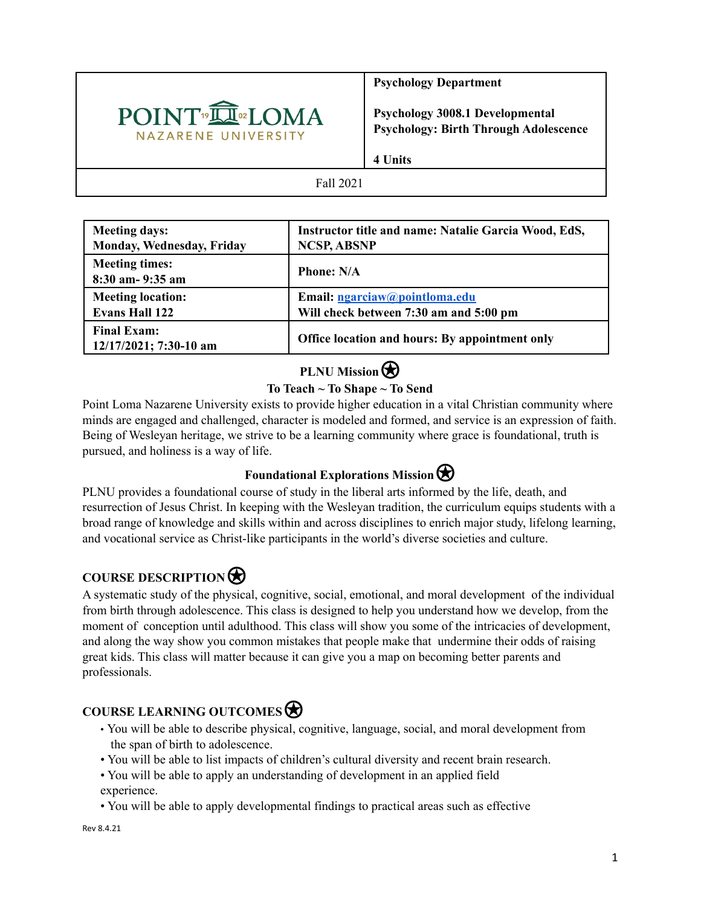| | **Psychology Department** |
|---|---|
| POINT LOMA NAZARENE UNIVERSITY | **Psychology 3008.1 Developmental Psychology: Birth Through Adolescence** |
| | **4 Units** |
| Fall 2021 | |

| **Meeting days: Monday, Wednesday, Friday** | **Instructor title and name: Natalie Garcia Wood, EdS, NCSP, ABSNP** |
|---|---|
| **Meeting times: 8:30 am- 9:35 am** | **Phone: N/A** |
| **Meeting location: Evans Hall 122** | **Email: [ngarciaw@pointloma.edu](mailto:ngarciaw@pointloma.edu) Will check between 7:30 am and 5:00 pm** |
| **Final Exam: 12/17/2021; 7:30-10 am** | **Office location and hours: By appointment only** |

## PLNU Mission

**To Teach ~ To Shape ~ To Send**

Point Loma Nazarene University exists to provide higher education in a vital Christian community where minds are engaged and challenged, character is modeled and formed, and service is an expression of faith. Being of Wesleyan heritage, we strive to be a learning community where grace is foundational, truth is pursued, and holiness is a way of life.

## Foundational Explorations Mission

PLNU provides a foundational course of study in the liberal arts informed by the life, death, and resurrection of Jesus Christ. In keeping with the Wesleyan tradition, the curriculum equips students with a broad range of knowledge and skills within and across disciplines to enrich major study, lifelong learning, and vocational service as Christ-like participants in the world's diverse societies and culture.

## COURSE DESCRIPTION

A systematic study of the physical, cognitive, social, emotional, and moral development of the individual from birth through adolescence. This class is designed to help you understand how we develop, from the moment of conception until adulthood. This class will show you some of the intricacies of development, and along the way show you common mistakes that people make that undermine their odds of raising great kids. This class will matter because it can give you a map on becoming better parents and professionals.

## COURSE LEARNING OUTCOMES

- You will be able to describe physical, cognitive, language, social, and moral development from the span of birth to adolescence.
- You will be able to list impacts of children's cultural diversity and recent brain research.
- You will be able to apply an understanding of development in an applied field experience.
- You will be able to apply developmental findings to practical areas such as effective

Rev 8.4.21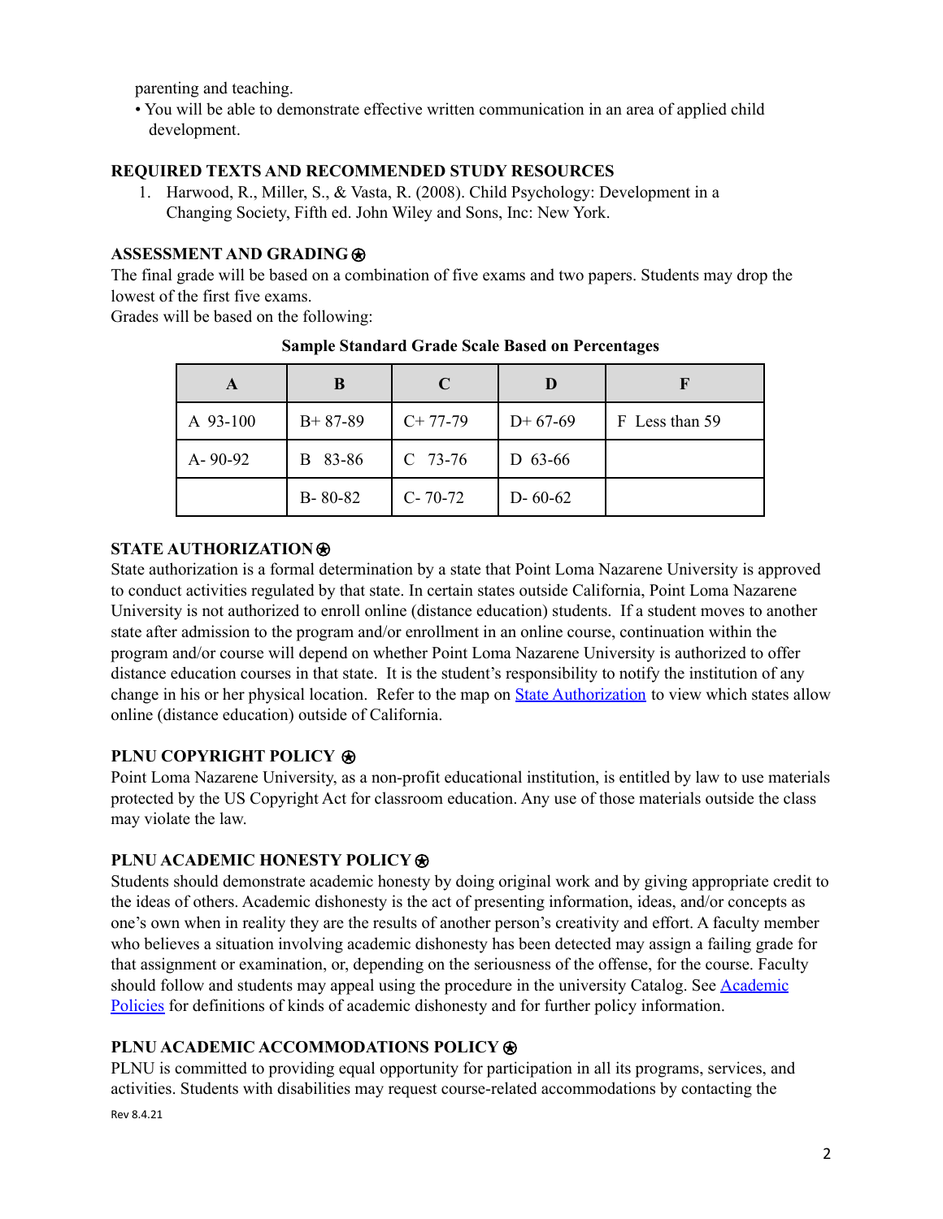parenting and teaching.

- You will be able to demonstrate effective written communication in an area of applied child development.

**REQUIRED TEXTS AND RECOMMENDED STUDY RESOURCES**

1. Harwood, R., Miller, S., & Vasta, R. (2008). Child Psychology: Development in a Changing Society, Fifth ed. John Wiley and Sons, Inc: New York.

**ASSESSMENT AND GRADING ⍟**

The final grade will be based on a combination of five exams and two papers. Students may drop the lowest of the first five exams.
Grades will be based on the following:

**Sample Standard Grade Scale Based on Percentages**

| A | B | C | D | F |
|---|---|---|---|---|
| A 93-100 | B+ 87-89 | C+ 77-79 | D+ 67-69 | F Less than 59 |
| A- 90-92 | B 83-86 | C 73-76 | D 63-66 | |
| | B- 80-82 | C- 70-72 | D- 60-62 | |

**STATE AUTHORIZATION ⍟**

State authorization is a formal determination by a state that Point Loma Nazarene University is approved to conduct activities regulated by that state. In certain states outside California, Point Loma Nazarene University is not authorized to enroll online (distance education) students. If a student moves to another state after admission to the program and/or enrollment in an online course, continuation within the program and/or course will depend on whether Point Loma Nazarene University is authorized to offer distance education courses in that state. It is the student's responsibility to notify the institution of any change in his or her physical location. Refer to the map on State Authorization to view which states allow online (distance education) outside of California.

**PLNU COPYRIGHT POLICY ⍟**

Point Loma Nazarene University, as a non-profit educational institution, is entitled by law to use materials protected by the US Copyright Act for classroom education. Any use of those materials outside the class may violate the law.

**PLNU ACADEMIC HONESTY POLICY ⍟**

Students should demonstrate academic honesty by doing original work and by giving appropriate credit to the ideas of others. Academic dishonesty is the act of presenting information, ideas, and/or concepts as one's own when in reality they are the results of another person's creativity and effort. A faculty member who believes a situation involving academic dishonesty has been detected may assign a failing grade for that assignment or examination, or, depending on the seriousness of the offense, for the course. Faculty should follow and students may appeal using the procedure in the university Catalog. See Academic Policies for definitions of kinds of academic dishonesty and for further policy information.

**PLNU ACADEMIC ACCOMMODATIONS POLICY ⍟**

PLNU is committed to providing equal opportunity for participation in all its programs, services, and activities. Students with disabilities may request course-related accommodations by contacting the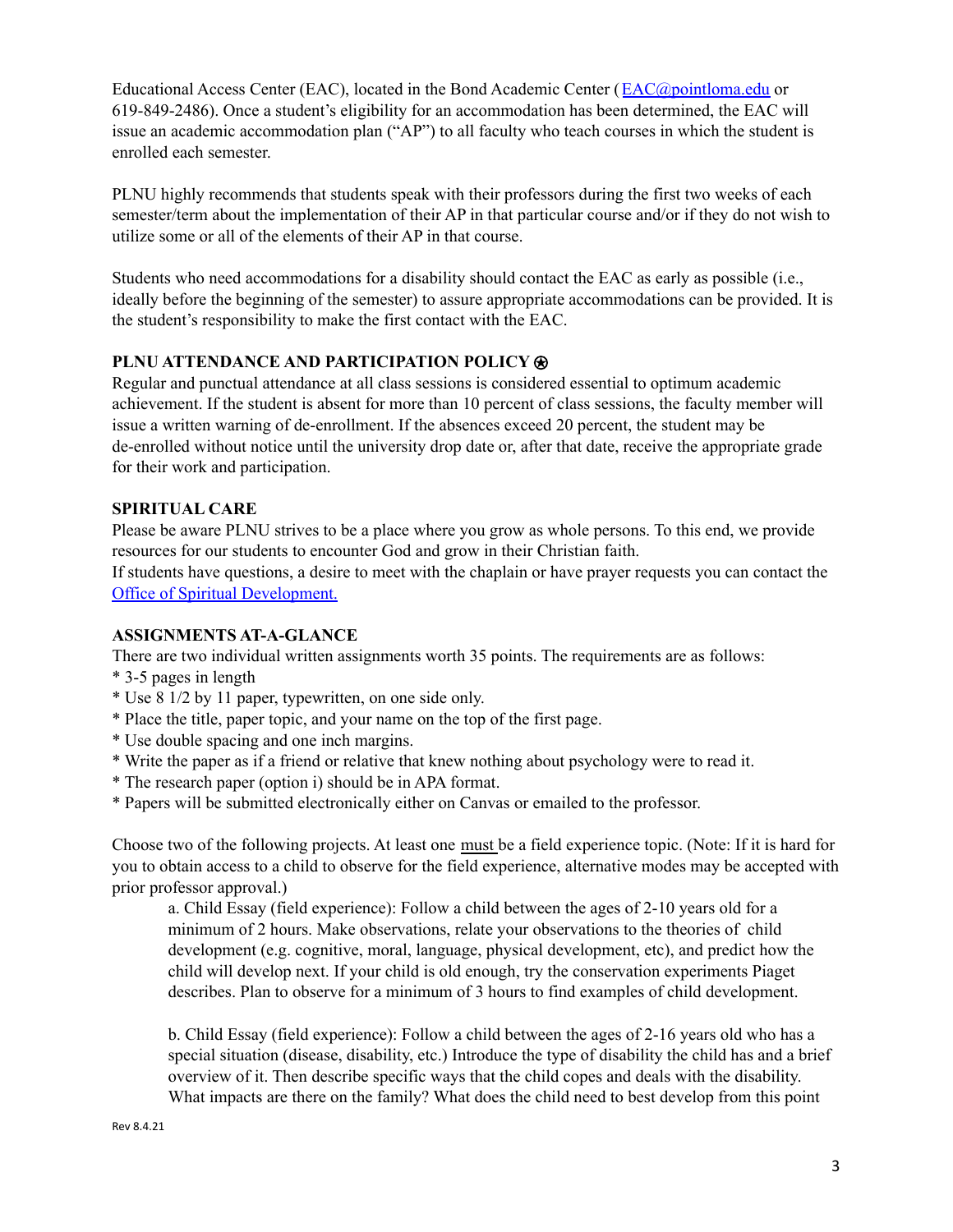Educational Access Center (EAC), located in the Bond Academic Center ( [EAC@pointloma.edu](mailto:EAC@pointloma.edu) or 619-849-2486). Once a student's eligibility for an accommodation has been determined, the EAC will issue an academic accommodation plan ("AP") to all faculty who teach courses in which the student is enrolled each semester.

PLNU highly recommends that students speak with their professors during the first two weeks of each semester/term about the implementation of their AP in that particular course and/or if they do not wish to utilize some or all of the elements of their AP in that course.

Students who need accommodations for a disability should contact the EAC as early as possible (i.e., ideally before the beginning of the semester) to assure appropriate accommodations can be provided. It is the student's responsibility to make the first contact with the EAC.

**PLNU ATTENDANCE AND PARTICIPATION POLICY ⍟**

Regular and punctual attendance at all class sessions is considered essential to optimum academic achievement. If the student is absent for more than 10 percent of class sessions, the faculty member will issue a written warning of de-enrollment. If the absences exceed 20 percent, the student may be de-enrolled without notice until the university drop date or, after that date, receive the appropriate grade for their work and participation.

**SPIRITUAL CARE**

Please be aware PLNU strives to be a place where you grow as whole persons. To this end, we provide resources for our students to encounter God and grow in their Christian faith.
If students have questions, a desire to meet with the chaplain or have prayer requests you can contact the [Office of Spiritual Development.]()

**ASSIGNMENTS AT-A-GLANCE**

There are two individual written assignments worth 35 points. The requirements are as follows:
* 3-5 pages in length
* Use 8 1/2 by 11 paper, typewritten, on one side only.
* Place the title, paper topic, and your name on the top of the first page.
* Use double spacing and one inch margins.
* Write the paper as if a friend or relative that knew nothing about psychology were to read it.
* The research paper (option i) should be in APA format.
* Papers will be submitted electronically either on Canvas or emailed to the professor.

Choose two of the following projects. At least one must be a field experience topic. (Note: If it is hard for you to obtain access to a child to observe for the field experience, alternative modes may be accepted with prior professor approval.)

a. Child Essay (field experience): Follow a child between the ages of 2-10 years old for a minimum of 2 hours. Make observations, relate your observations to the theories of child development (e.g. cognitive, moral, language, physical development, etc), and predict how the child will develop next. If your child is old enough, try the conservation experiments Piaget describes. Plan to observe for a minimum of 3 hours to find examples of child development.

b. Child Essay (field experience): Follow a child between the ages of 2-16 years old who has a special situation (disease, disability, etc.) Introduce the type of disability the child has and a brief overview of it. Then describe specific ways that the child copes and deals with the disability. What impacts are there on the family? What does the child need to best develop from this point

Rev 8.4.21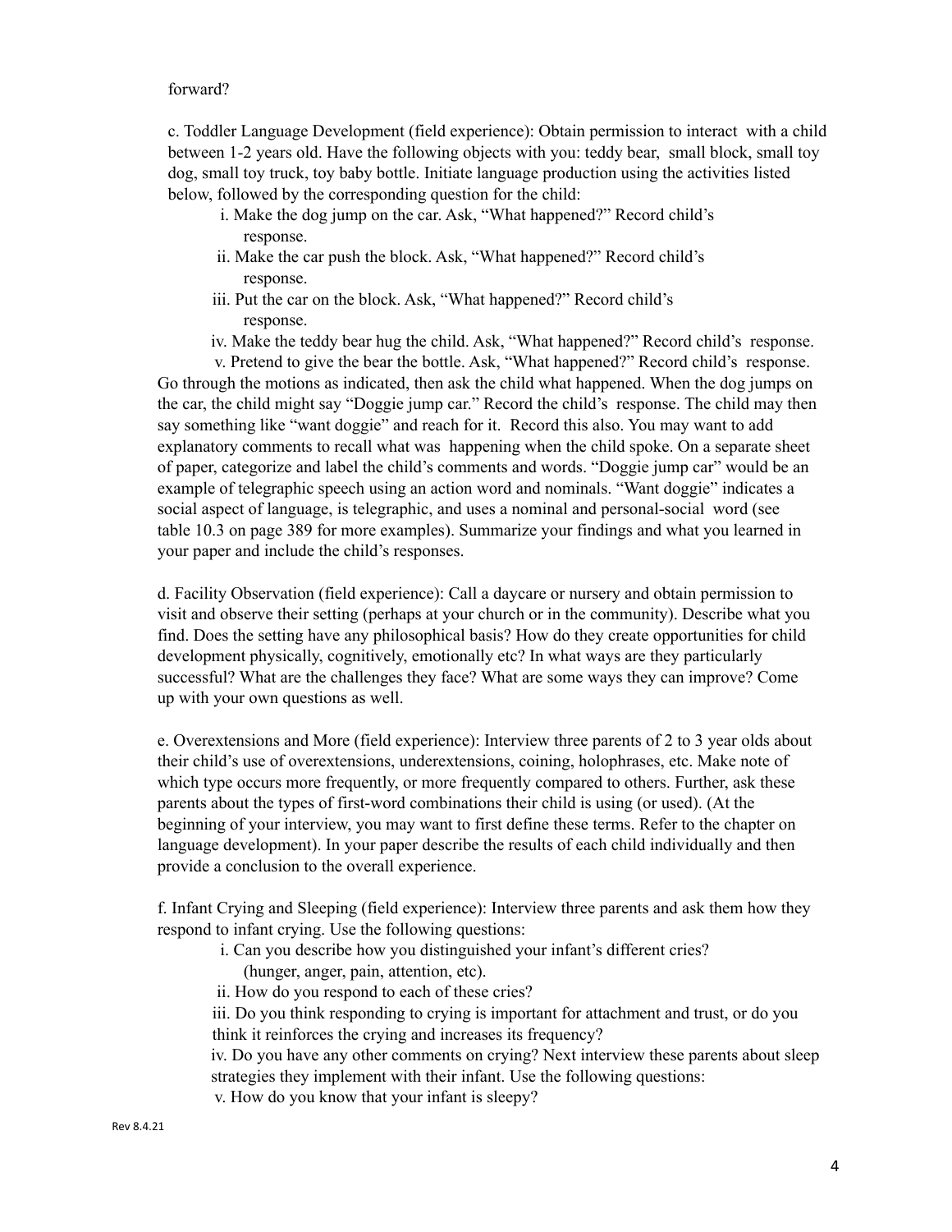forward?

c. Toddler Language Development (field experience): Obtain permission to interact with a child between 1-2 years old. Have the following objects with you: teddy bear, small block, small toy dog, small toy truck, toy baby bottle. Initiate language production using the activities listed below, followed by the corresponding question for the child:

- i. Make the dog jump on the car. Ask, "What happened?" Record child's response.
- ii. Make the car push the block. Ask, "What happened?" Record child's response.
- iii. Put the car on the block. Ask, "What happened?" Record child's response.
- iv. Make the teddy bear hug the child. Ask, "What happened?" Record child's response.
- v. Pretend to give the bear the bottle. Ask, "What happened?" Record child's response.

Go through the motions as indicated, then ask the child what happened. When the dog jumps on the car, the child might say "Doggie jump car." Record the child's response. The child may then say something like "want doggie" and reach for it. Record this also. You may want to add explanatory comments to recall what was happening when the child spoke. On a separate sheet of paper, categorize and label the child's comments and words. "Doggie jump car" would be an example of telegraphic speech using an action word and nominals. "Want doggie" indicates a social aspect of language, is telegraphic, and uses a nominal and personal-social word (see table 10.3 on page 389 for more examples). Summarize your findings and what you learned in your paper and include the child's responses.

d. Facility Observation (field experience): Call a daycare or nursery and obtain permission to visit and observe their setting (perhaps at your church or in the community). Describe what you find. Does the setting have any philosophical basis? How do they create opportunities for child development physically, cognitively, emotionally etc? In what ways are they particularly successful? What are the challenges they face? What are some ways they can improve? Come up with your own questions as well.

e. Overextensions and More (field experience): Interview three parents of 2 to 3 year olds about their child's use of overextensions, underextensions, coining, holophrases, etc. Make note of which type occurs more frequently, or more frequently compared to others. Further, ask these parents about the types of first-word combinations their child is using (or used). (At the beginning of your interview, you may want to first define these terms. Refer to the chapter on language development). In your paper describe the results of each child individually and then provide a conclusion to the overall experience.

f. Infant Crying and Sleeping (field experience): Interview three parents and ask them how they respond to infant crying. Use the following questions:

- i. Can you describe how you distinguished your infant's different cries? (hunger, anger, pain, attention, etc).
- ii. How do you respond to each of these cries?
- iii. Do you think responding to crying is important for attachment and trust, or do you think it reinforces the crying and increases its frequency?
- iv. Do you have any other comments on crying? Next interview these parents about sleep strategies they implement with their infant. Use the following questions:
- v. How do you know that your infant is sleepy?

Rev 8.4.21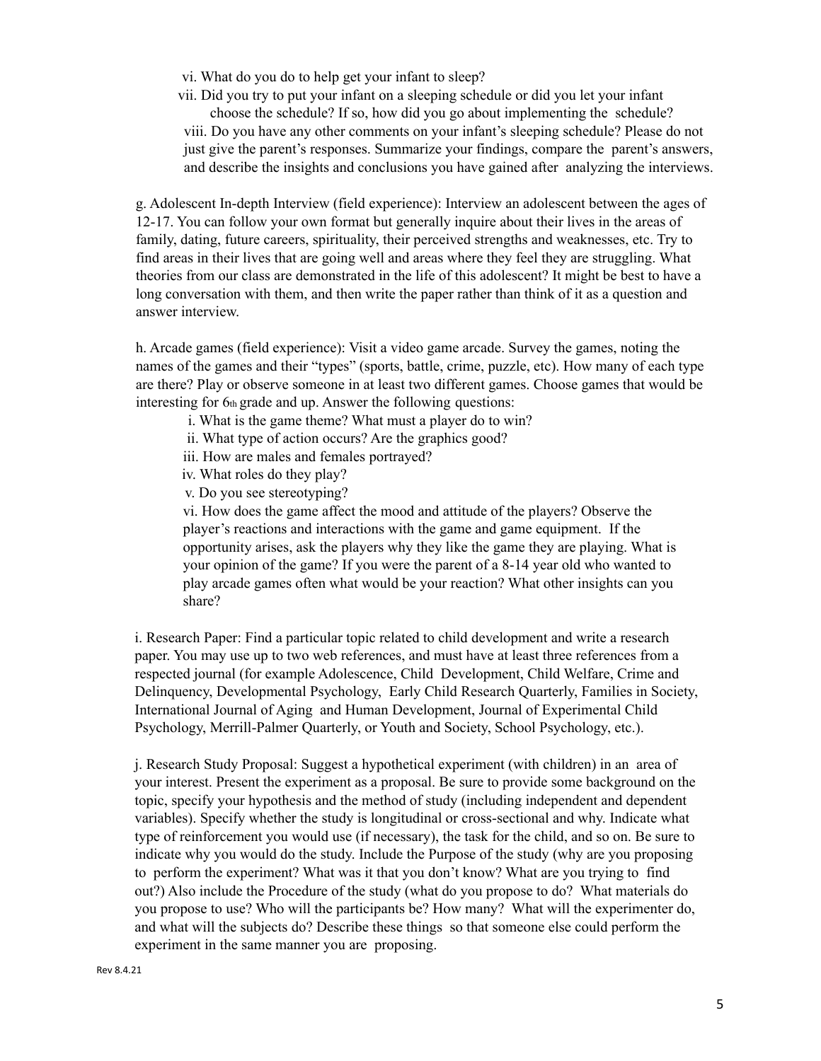vi. What do you do to help get your infant to sleep?

vii. Did you try to put your infant on a sleeping schedule or did you let your infant choose the schedule? If so, how did you go about implementing the schedule?

viii. Do you have any other comments on your infant's sleeping schedule? Please do not just give the parent's responses. Summarize your findings, compare the parent's answers, and describe the insights and conclusions you have gained after analyzing the interviews.

g. Adolescent In-depth Interview (field experience): Interview an adolescent between the ages of 12-17. You can follow your own format but generally inquire about their lives in the areas of family, dating, future careers, spirituality, their perceived strengths and weaknesses, etc. Try to find areas in their lives that are going well and areas where they feel they are struggling. What theories from our class are demonstrated in the life of this adolescent? It might be best to have a long conversation with them, and then write the paper rather than think of it as a question and answer interview.

h. Arcade games (field experience): Visit a video game arcade. Survey the games, noting the names of the games and their "types" (sports, battle, crime, puzzle, etc). How many of each type are there? Play or observe someone in at least two different games. Choose games that would be interesting for 6th grade and up. Answer the following questions:

i. What is the game theme? What must a player do to win?

ii. What type of action occurs? Are the graphics good?

iii. How are males and females portrayed?

iv. What roles do they play?

v. Do you see stereotyping?

vi. How does the game affect the mood and attitude of the players? Observe the player's reactions and interactions with the game and game equipment. If the opportunity arises, ask the players why they like the game they are playing. What is your opinion of the game? If you were the parent of a 8-14 year old who wanted to play arcade games often what would be your reaction? What other insights can you share?

i. Research Paper: Find a particular topic related to child development and write a research paper. You may use up to two web references, and must have at least three references from a respected journal (for example Adolescence, Child Development, Child Welfare, Crime and Delinquency, Developmental Psychology, Early Child Research Quarterly, Families in Society, International Journal of Aging and Human Development, Journal of Experimental Child Psychology, Merrill-Palmer Quarterly, or Youth and Society, School Psychology, etc.).

j. Research Study Proposal: Suggest a hypothetical experiment (with children) in an area of your interest. Present the experiment as a proposal. Be sure to provide some background on the topic, specify your hypothesis and the method of study (including independent and dependent variables). Specify whether the study is longitudinal or cross-sectional and why. Indicate what type of reinforcement you would use (if necessary), the task for the child, and so on. Be sure to indicate why you would do the study. Include the Purpose of the study (why are you proposing to perform the experiment? What was it that you don't know? What are you trying to find out?) Also include the Procedure of the study (what do you propose to do? What materials do you propose to use? Who will the participants be? How many? What will the experimenter do, and what will the subjects do? Describe these things so that someone else could perform the experiment in the same manner you are proposing.

Rev 8.4.21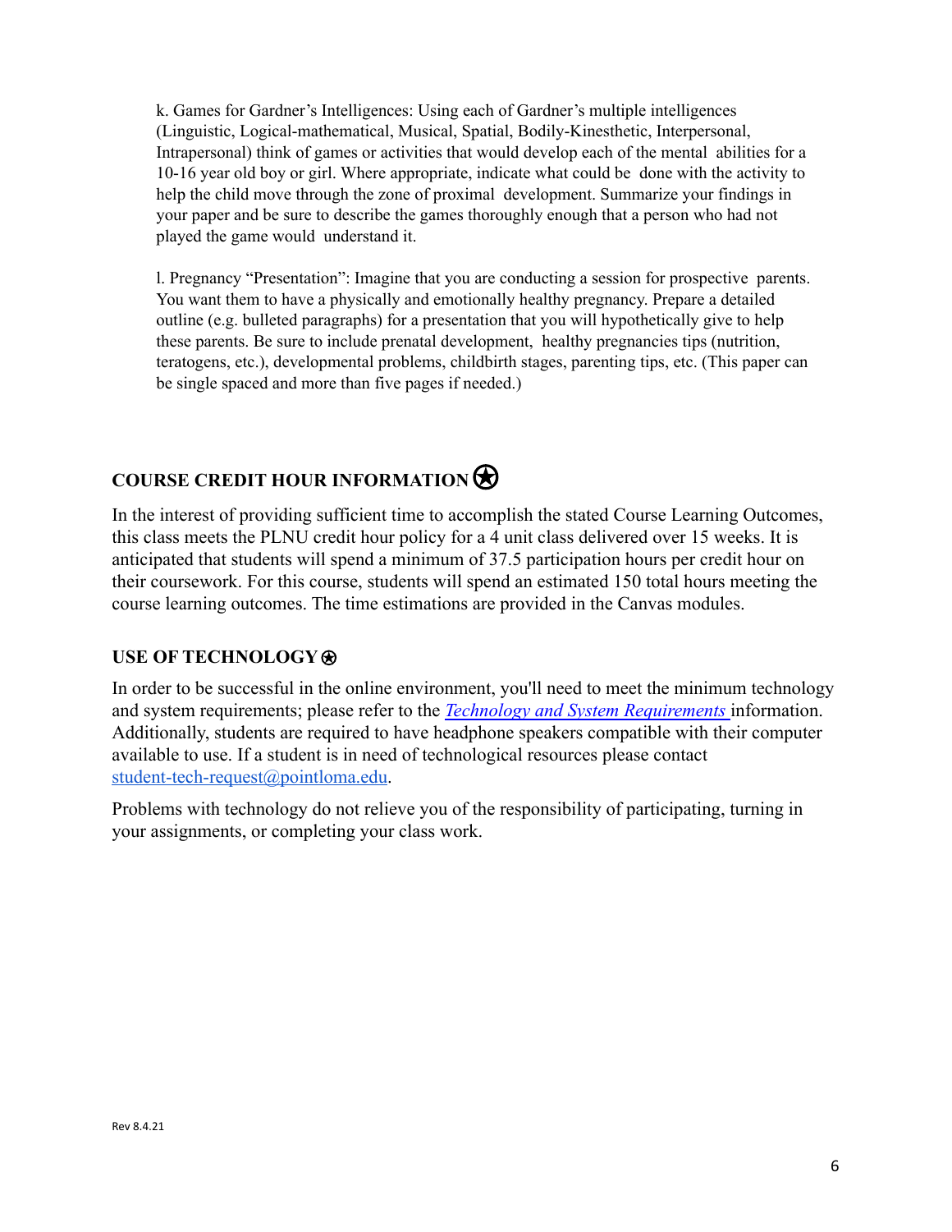k. Games for Gardner's Intelligences: Using each of Gardner's multiple intelligences (Linguistic, Logical-mathematical, Musical, Spatial, Bodily-Kinesthetic, Interpersonal, Intrapersonal) think of games or activities that would develop each of the mental abilities for a 10-16 year old boy or girl. Where appropriate, indicate what could be done with the activity to help the child move through the zone of proximal development. Summarize your findings in your paper and be sure to describe the games thoroughly enough that a person who had not played the game would understand it.

l. Pregnancy "Presentation": Imagine that you are conducting a session for prospective parents. You want them to have a physically and emotionally healthy pregnancy. Prepare a detailed outline (e.g. bulleted paragraphs) for a presentation that you will hypothetically give to help these parents. Be sure to include prenatal development, healthy pregnancies tips (nutrition, teratogens, etc.), developmental problems, childbirth stages, parenting tips, etc. (This paper can be single spaced and more than five pages if needed.)

## COURSE CREDIT HOUR INFORMATION ⍟

In the interest of providing sufficient time to accomplish the stated Course Learning Outcomes, this class meets the PLNU credit hour policy for a 4 unit class delivered over 15 weeks. It is anticipated that students will spend a minimum of 37.5 participation hours per credit hour on their coursework. For this course, students will spend an estimated 150 total hours meeting the course learning outcomes. The time estimations are provided in the Canvas modules.

## USE OF TECHNOLOGY ⍟

In order to be successful in the online environment, you'll need to meet the minimum technology and system requirements; please refer to the *Technology and System Requirements* information. Additionally, students are required to have headphone speakers compatible with their computer available to use. If a student is in need of technological resources please contact student-tech-request@pointloma.edu.

Problems with technology do not relieve you of the responsibility of participating, turning in your assignments, or completing your class work.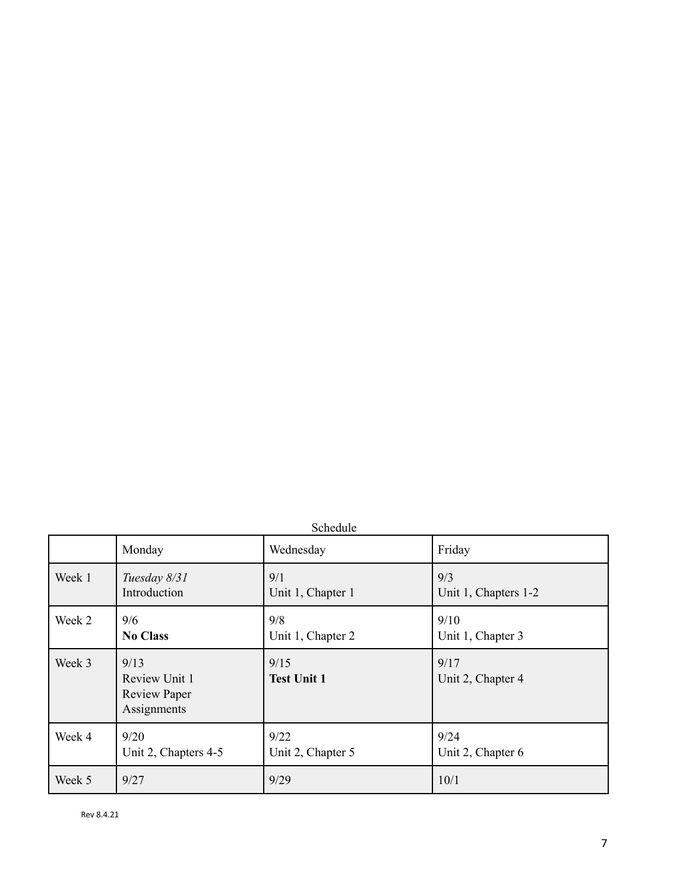Schedule

| | Monday | Wednesday | Friday |
|---|---|---|---|
| Week 1 | *Tuesday 8/31*<br>Introduction | 9/1<br>Unit 1, Chapter 1 | 9/3<br>Unit 1, Chapters 1-2 |
| Week 2 | 9/6<br>**No Class** | 9/8<br>Unit 1, Chapter 2 | 9/10<br>Unit 1, Chapter 3 |
| Week 3 | 9/13<br>Review Unit 1<br>Review Paper Assignments | 9/15<br>**Test Unit 1** | 9/17<br>Unit 2, Chapter 4 |
| Week 4 | 9/20<br>Unit 2, Chapters 4-5 | 9/22<br>Unit 2, Chapter 5 | 9/24<br>Unit 2, Chapter 6 |
| Week 5 | 9/27 | 9/29 | 10/1 |

Rev 8.4.21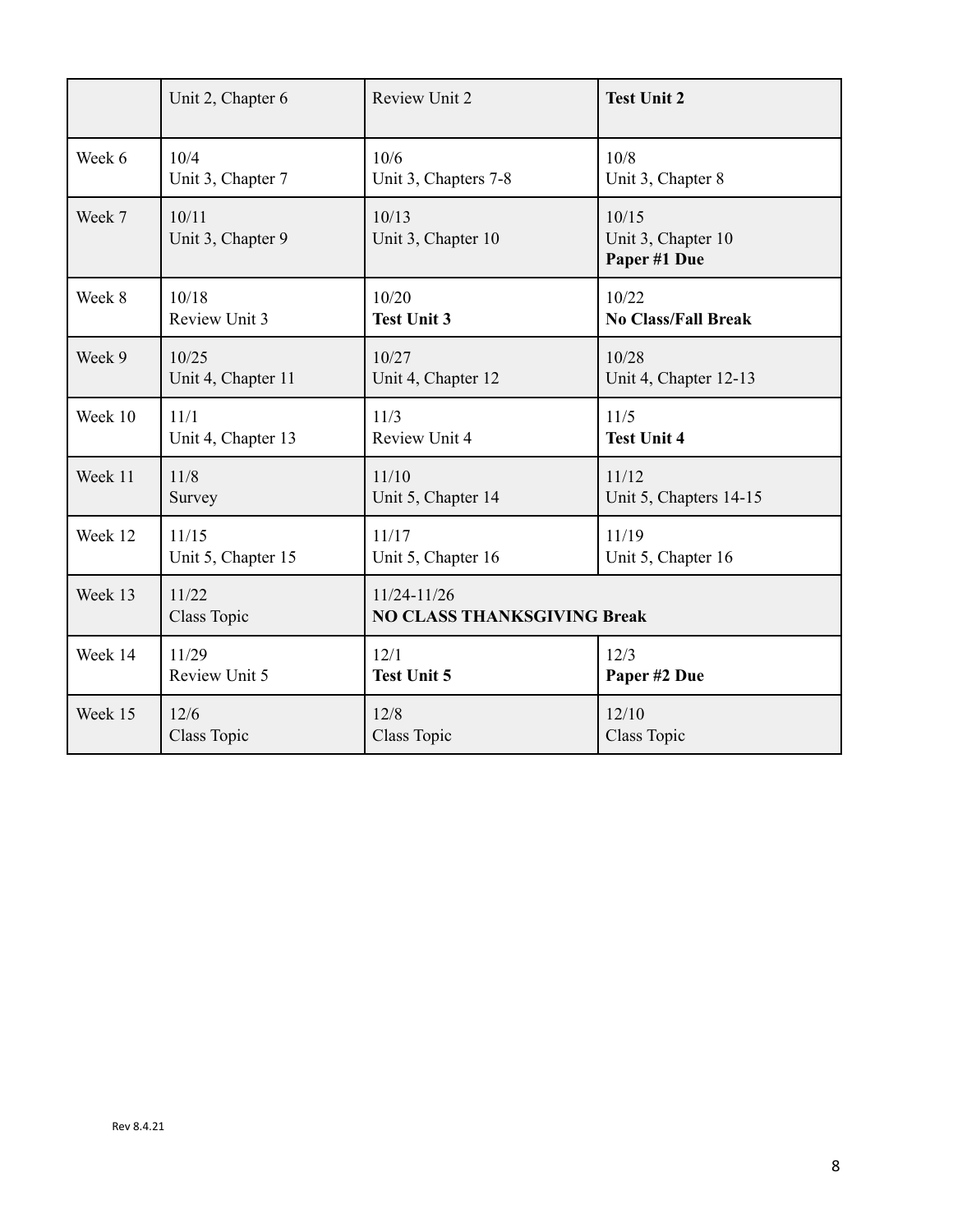| | | | |
|---|---|---|---|
| | Unit 2, Chapter 6 | Review Unit 2 | **Test Unit 2** |
| Week 6 | 10/4<br>Unit 3, Chapter 7 | 10/6<br>Unit 3, Chapters 7-8 | 10/8<br>Unit 3, Chapter 8 |
| Week 7 | 10/11<br>Unit 3, Chapter 9 | 10/13<br>Unit 3, Chapter 10 | 10/15<br>Unit 3, Chapter 10<br>**Paper #1 Due** |
| Week 8 | 10/18<br>Review Unit 3 | 10/20<br>**Test Unit 3** | 10/22<br>**No Class/Fall Break** |
| Week 9 | 10/25<br>Unit 4, Chapter 11 | 10/27<br>Unit 4, Chapter 12 | 10/28<br>Unit 4, Chapter 12-13 |
| Week 10 | 11/1<br>Unit 4, Chapter 13 | 11/3<br>Review Unit 4 | 11/5<br>**Test Unit 4** |
| Week 11 | 11/8<br>Survey | 11/10<br>Unit 5, Chapter 14 | 11/12<br>Unit 5, Chapters 14-15 |
| Week 12 | 11/15<br>Unit 5, Chapter 15 | 11/17<br>Unit 5, Chapter 16 | 11/19<br>Unit 5, Chapter 16 |
| Week 13 | 11/22<br>Class Topic | 11/24-11/26<br>**NO CLASS THANKSGIVING Break** | |
| Week 14 | 11/29<br>Review Unit 5 | 12/1<br>**Test Unit 5** | 12/3<br>**Paper #2 Due** |
| Week 15 | 12/6<br>Class Topic | 12/8<br>Class Topic | 12/10<br>Class Topic |

Rev 8.4.21